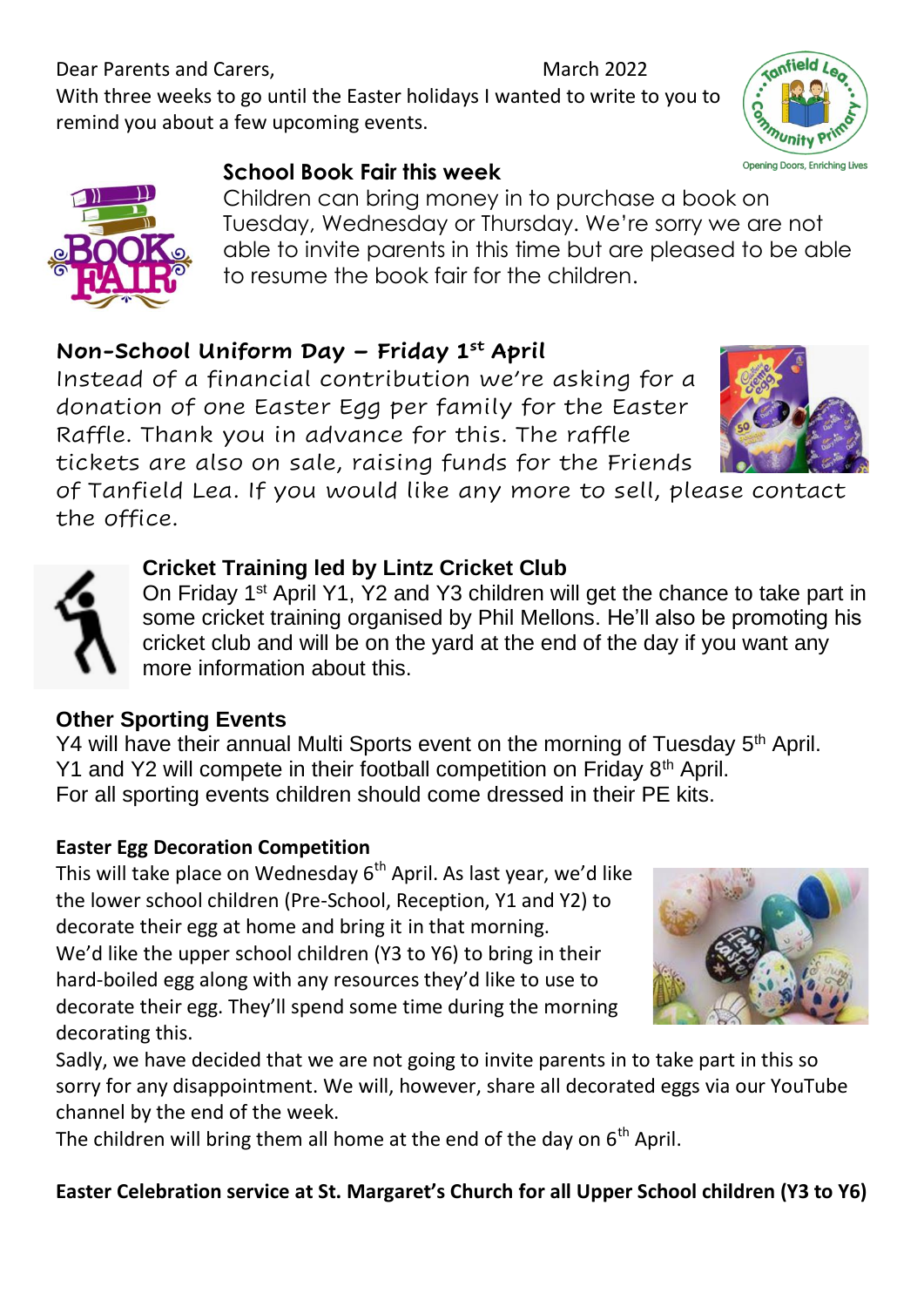Dear Parents and Carers, March 2022

With three weeks to go until the Easter holidays I wanted to write to you to remind you about a few upcoming events.

## School Book Fair this week

Children can bring money in to purchase a book on Tuesday, Wednesday or Thursday. We're sorry we are not able to invite parents in this time but are pleased to be able to resume the book fair for the children.

## Non-School Uniform Day – Friday 1st April

Instead of a financial contribution we're asking for a donation of one Easter Egg per family for the Easter Raffle. Thank you in advance for this. The raffle tickets are also on sale, raising funds for the Friends of Tanfield Lea. If you would like any more to sell, please contact the office.

## Cricket Training led by Lintz Cricket Club

On Friday 1st April Y1, Y2 and Y3 children will get the chance to take part in some cricket training organised by Phil Mellons. He'll also be promoting his cricket club and will be on the yard at the end of the day if you want any more information about this.

## Other Sporting Events

Y4 will have their annual Multi Sports event on the morning of Tuesday 5th April.
Y1 and Y2 will compete in their football competition on Friday 8th April.
For all sporting events children should come dressed in their PE kits.

## Easter Egg Decoration Competition

This will take place on Wednesday 6th April. As last year, we'd like the lower school children (Pre-School, Reception, Y1 and Y2) to decorate their egg at home and bring it in that morning.
We'd like the upper school children (Y3 to Y6) to bring in their hard-boiled egg along with any resources they'd like to use to decorate their egg. They'll spend some time during the morning decorating this.
Sadly, we have decided that we are not going to invite parents in to take part in this so sorry for any disappointment. We will, however, share all decorated eggs via our YouTube channel by the end of the week.
The children will bring them all home at the end of the day on 6th April.

## Easter Celebration service at St. Margaret's Church for all Upper School children (Y3 to Y6)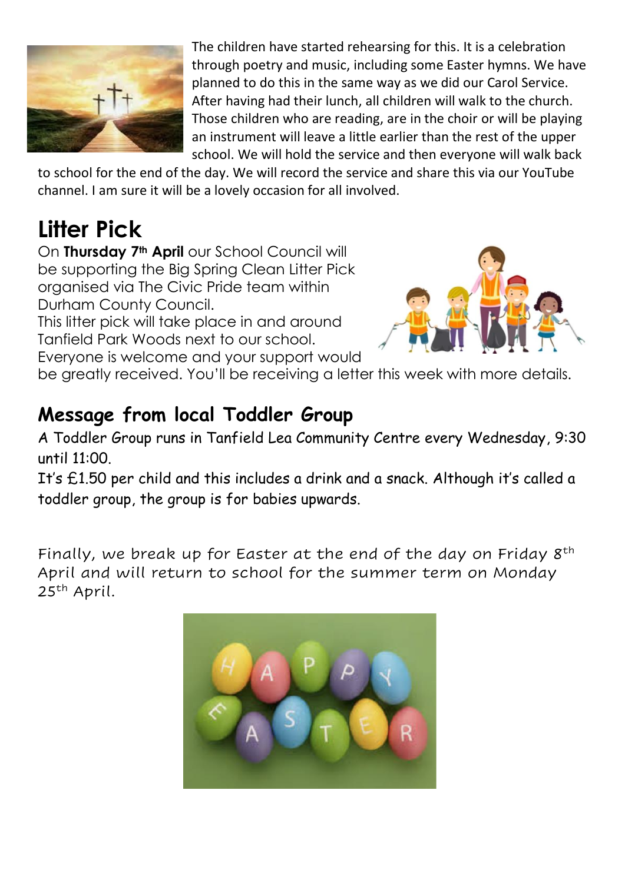The children have started rehearsing for this. It is a celebration through poetry and music, including some Easter hymns. We have planned to do this in the same way as we did our Carol Service. After having had their lunch, all children will walk to the church. Those children who are reading, are in the choir or will be playing an instrument will leave a little earlier than the rest of the upper school. We will hold the service and then everyone will walk back to school for the end of the day. We will record the service and share this via our YouTube channel. I am sure it will be a lovely occasion for all involved.

# Litter Pick

On **Thursday 7th April** our School Council will be supporting the Big Spring Clean Litter Pick organised via The Civic Pride team within Durham County Council.
This litter pick will take place in and around Tanfield Park Woods next to our school.
Everyone is welcome and your support would be greatly received. You'll be receiving a letter this week with more details.

## Message from local Toddler Group

A Toddler Group runs in Tanfield Lea Community Centre every Wednesday, 9:30 until 11:00.
It's £1.50 per child and this includes a drink and a snack. Although it's called a toddler group, the group is for babies upwards.

Finally, we break up for Easter at the end of the day on Friday 8th April and will return to school for the summer term on Monday 25th April.